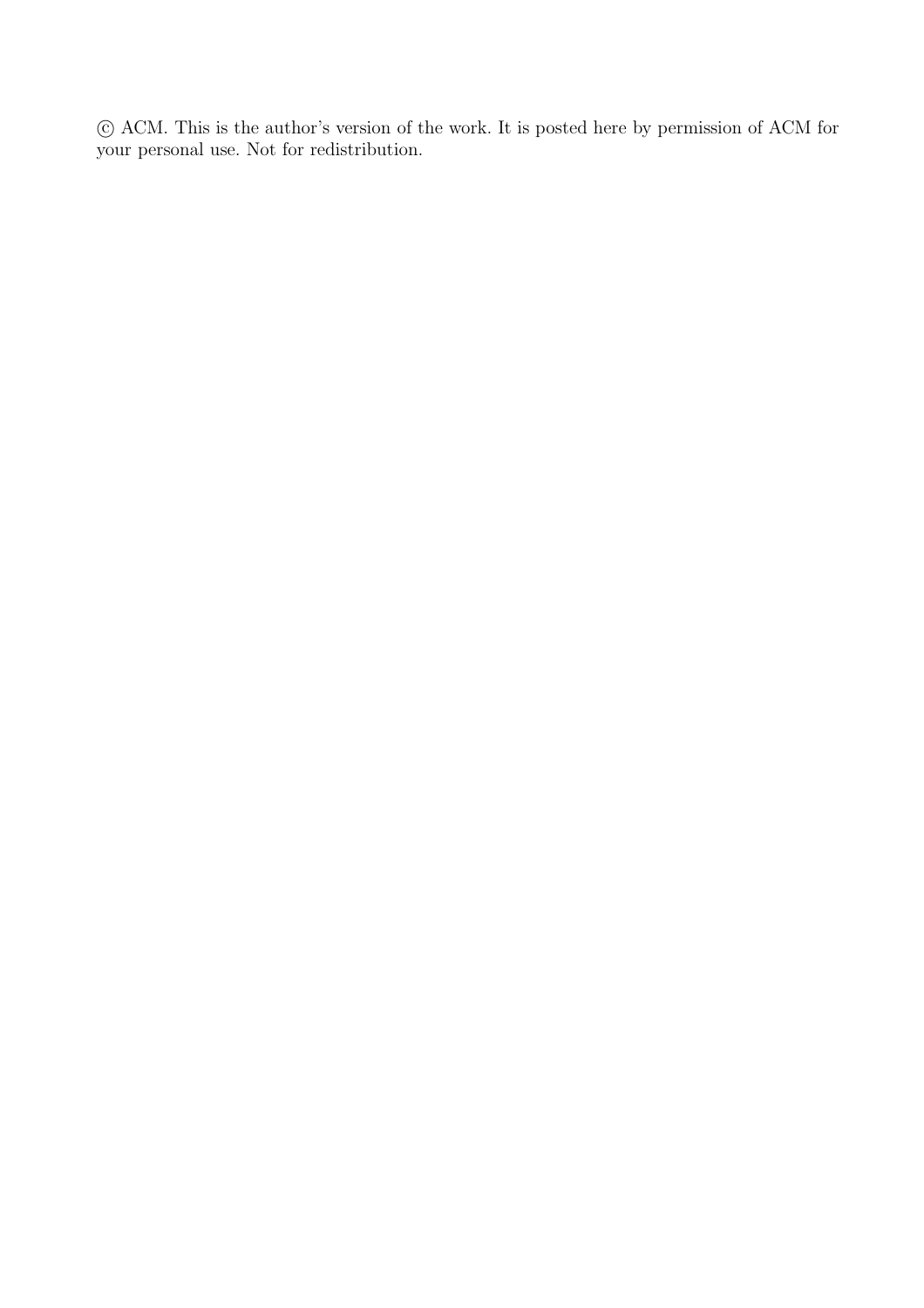© ACM. This is the author's version of the work. It is posted here by permission of ACM for your personal use. Not for redistribution.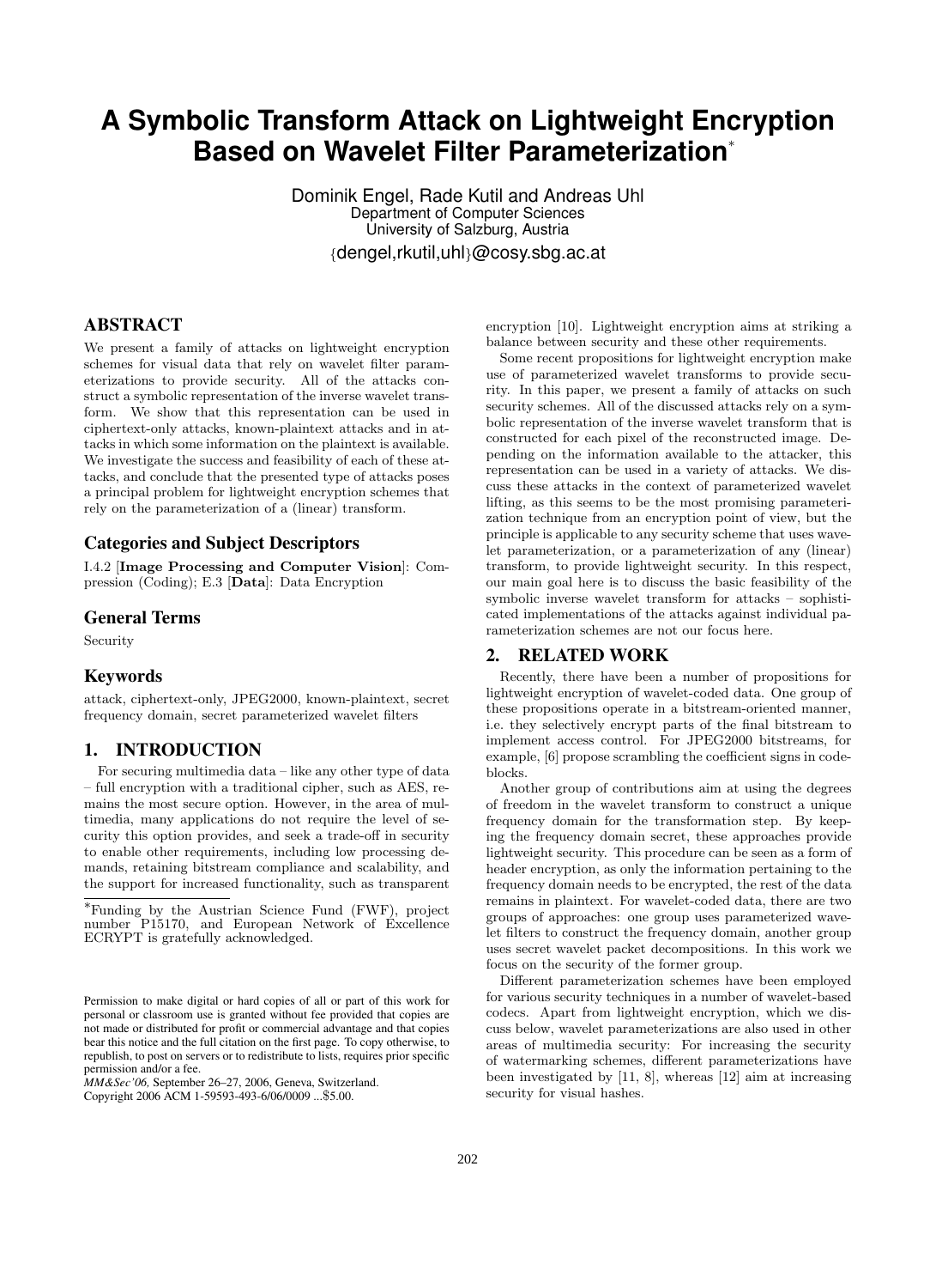# A Symbolic Transform Attack on Lightweight Encryption Based on Wavelet Filter Parameterization*

Dominik Engel, Rade Kutil and Andreas Uhl
Department of Computer Sciences
University of Salzburg, Austria
{dengel,rkutil,uhl}@cosy.sbg.ac.at

## ABSTRACT

We present a family of attacks on lightweight encryption schemes for visual data that rely on wavelet filter parameterizations to provide security. All of the attacks construct a symbolic representation of the inverse wavelet transform. We show that this representation can be used in ciphertext-only attacks, known-plaintext attacks and in attacks in which some information on the plaintext is available. We investigate the success and feasibility of each of these attacks, and conclude that the presented type of attacks poses a principal problem for lightweight encryption schemes that rely on the parameterization of a (linear) transform.

### Categories and Subject Descriptors

I.4.2 [**Image Processing and Computer Vision**]: Compression (Coding); E.3 [**Data**]: Data Encryption

### General Terms

Security

### Keywords

attack, ciphertext-only, JPEG2000, known-plaintext, secret frequency domain, secret parameterized wavelet filters

## 1. INTRODUCTION

For securing multimedia data – like any other type of data – full encryption with a traditional cipher, such as AES, remains the most secure option. However, in the area of multimedia, many applications do not require the level of security this option provides, and seek a trade-off in security to enable other requirements, including low processing demands, retaining bitstream compliance and scalability, and the support for increased functionality, such as transparent encryption [10]. Lightweight encryption aims at striking a balance between security and these other requirements.

Some recent propositions for lightweight encryption make use of parameterized wavelet transforms to provide security. In this paper, we present a family of attacks on such security schemes. All of the discussed attacks rely on a symbolic representation of the inverse wavelet transform that is constructed for each pixel of the reconstructed image. Depending on the information available to the attacker, this representation can be used in a variety of attacks. We discuss these attacks in the context of parameterized wavelet lifting, as this seems to be the most promising parameterization technique from an encryption point of view, but the principle is applicable to any security scheme that uses wavelet parameterization, or a parameterization of any (linear) transform, to provide lightweight security. In this respect, our main goal here is to discuss the basic feasibility of the symbolic inverse wavelet transform for attacks – sophisticated implementations of the attacks against individual parameterization schemes are not our focus here.

## 2. RELATED WORK

Recently, there have been a number of propositions for lightweight encryption of wavelet-coded data. One group of these propositions operate in a bitstream-oriented manner, i.e. they selectively encrypt parts of the final bitstream to implement access control. For JPEG2000 bitstreams, for example, [6] propose scrambling the coefficient signs in codeblocks.

Another group of contributions aim at using the degrees of freedom in the wavelet transform to construct a unique frequency domain for the transformation step. By keeping the frequency domain secret, these approaches provide lightweight security. This procedure can be seen as a form of header encryption, as only the information pertaining to the frequency domain needs to be encrypted, the rest of the data remains in plaintext. For wavelet-coded data, there are two groups of approaches: one group uses parameterized wavelet filters to construct the frequency domain, another group uses secret wavelet packet decompositions. In this work we focus on the security of the former group.

Different parameterization schemes have been employed for various security techniques in a number of wavelet-based codecs. Apart from lightweight encryption, which we discuss below, wavelet parameterizations are also used in other areas of multimedia security: For increasing the security of watermarking schemes, different parameterizations have been investigated by [11, 8], whereas [12] aim at increasing security for visual hashes.

*Funding by the Austrian Science Fund (FWF), project number P15170, and European Network of Excellence ECRYPT is gratefully acknowledged.

Permission to make digital or hard copies of all or part of this work for personal or classroom use is granted without fee provided that copies are not made or distributed for profit or commercial advantage and that copies bear this notice and the full citation on the first page. To copy otherwise, to republish, to post on servers or to redistribute to lists, requires prior specific permission and/or a fee.
*MM&Sec'06,* September 26–27, 2006, Geneva, Switzerland.
Copyright 2006 ACM 1-59593-493-6/06/0009 ...$5.00.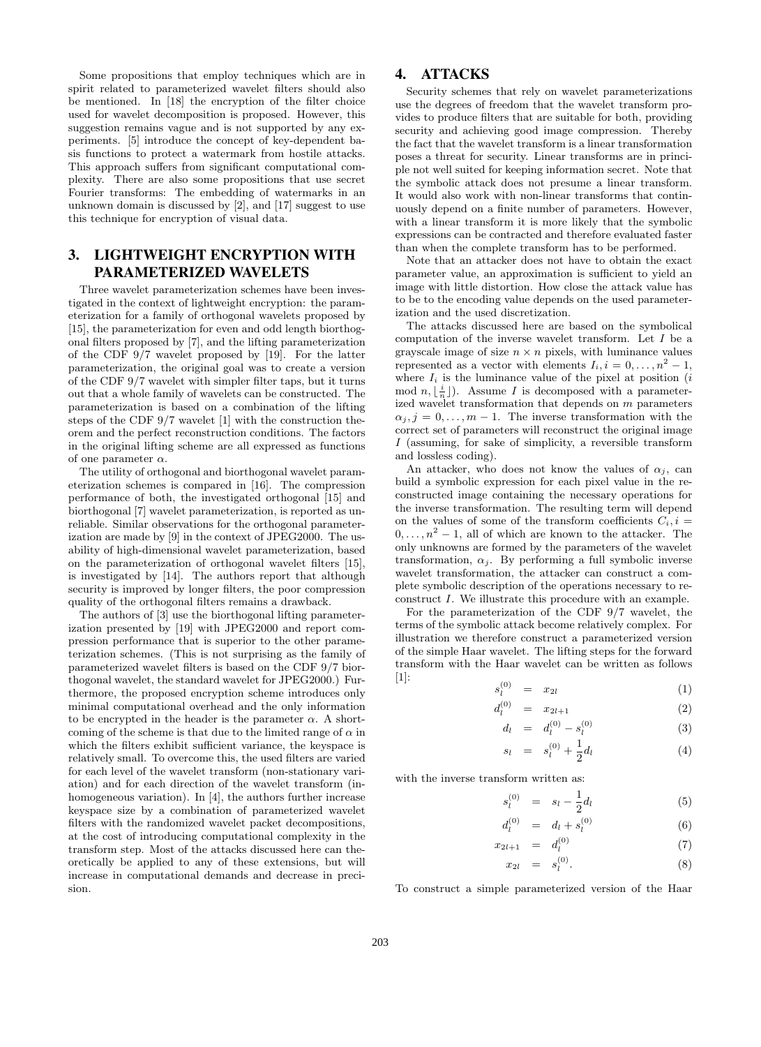Some propositions that employ techniques which are in spirit related to parameterized wavelet filters should also be mentioned. In [18] the encryption of the filter choice used for wavelet decomposition is proposed. However, this suggestion remains vague and is not supported by any experiments. [5] introduce the concept of key-dependent basis functions to protect a watermark from hostile attacks. This approach suffers from significant computational complexity. There are also some propositions that use secret Fourier transforms: The embedding of watermarks in an unknown domain is discussed by [2], and [17] suggest to use this technique for encryption of visual data.

## 3. LIGHTWEIGHT ENCRYPTION WITH PARAMETERIZED WAVELETS

Three wavelet parameterization schemes have been investigated in the context of lightweight encryption: the parameterization for a family of orthogonal wavelets proposed by [15], the parameterization for even and odd length biorthogonal filters proposed by [7], and the lifting parameterization of the CDF 9/7 wavelet proposed by [19]. For the latter parameterization, the original goal was to create a version of the CDF 9/7 wavelet with simpler filter taps, but it turns out that a whole family of wavelets can be constructed. The parameterization is based on a combination of the lifting steps of the CDF 9/7 wavelet [1] with the construction theorem and the perfect reconstruction conditions. The factors in the original lifting scheme are all expressed as functions of one parameter $\alpha$.

The utility of orthogonal and biorthogonal wavelet parameterization schemes is compared in [16]. The compression performance of both, the investigated orthogonal [15] and biorthogonal [7] wavelet parameterization, is reported as unreliable. Similar observations for the orthogonal parameterization are made by [9] in the context of JPEG2000. The usability of high-dimensional wavelet parameterization, based on the parameterization of orthogonal wavelet filters [15], is investigated by [14]. The authors report that although security is improved by longer filters, the poor compression quality of the orthogonal filters remains a drawback.

The authors of [3] use the biorthogonal lifting parameterization presented by [19] with JPEG2000 and report compression performance that is superior to the other parameterization schemes. (This is not surprising as the family of parameterized wavelet filters is based on the CDF 9/7 biorthogonal wavelet, the standard wavelet for JPEG2000.) Furthermore, the proposed encryption scheme introduces only minimal computational overhead and the only information to be encrypted in the header is the parameter $\alpha$. A shortcoming of the scheme is that due to the limited range of $\alpha$ in which the filters exhibit sufficient variance, the keyspace is relatively small. To overcome this, the used filters are varied for each level of the wavelet transform (non-stationary variation) and for each direction of the wavelet transform (inhomogeneous variation). In [4], the authors further increase keyspace size by a combination of parameterized wavelet filters with the randomized wavelet packet decompositions, at the cost of introducing computational complexity in the transform step. Most of the attacks discussed here can theoretically be applied to any of these extensions, but will increase in computational demands and decrease in precision.

## 4. ATTACKS

Security schemes that rely on wavelet parameterizations use the degrees of freedom that the wavelet transform provides to produce filters that are suitable for both, providing security and achieving good image compression. Thereby the fact that the wavelet transform is a linear transformation poses a threat for security. Linear transforms are in principle not well suited for keeping information secret. Note that the symbolic attack does not presume a linear transform. It would also work with non-linear transforms that continuously depend on a finite number of parameters. However, with a linear transform it is more likely that the symbolic expressions can be contracted and therefore evaluated faster than when the complete transform has to be performed.

Note that an attacker does not have to obtain the exact parameter value, an approximation is sufficient to yield an image with little distortion. How close the attack value has to be to the encoding value depends on the used parameterization and the used discretization.

The attacks discussed here are based on the symbolical computation of the inverse wavelet transform. Let $I$ be a grayscale image of size $n \times n$ pixels, with luminance values represented as a vector with elements $I_i, i = 0, \ldots, n^2 - 1$, where $I_i$ is the luminance value of the pixel at position ($i \bmod n, \lfloor \frac{i}{n} \rfloor$). Assume $I$ is decomposed with a parameterized wavelet transformation that depends on $m$ parameters $\alpha_j, j = 0, \ldots, m-1$. The inverse transformation with the correct set of parameters will reconstruct the original image $I$ (assuming, for sake of simplicity, a reversible transform and lossless coding).

An attacker, who does not know the values of $\alpha_j$, can build a symbolic expression for each pixel value in the reconstructed image containing the necessary operations for the inverse transformation. The resulting term will depend on the values of some of the transform coefficients $C_i, i = 0, \ldots, n^2 - 1$, all of which are known to the attacker. The only unknowns are formed by the parameters of the wavelet transformation, $\alpha_j$. By performing a full symbolic inverse wavelet transformation, the attacker can construct a complete symbolic description of the operations necessary to reconstruct $I$. We illustrate this procedure with an example.

For the parameterization of the CDF 9/7 wavelet, the terms of the symbolic attack become relatively complex. For illustration we therefore construct a parameterized version of the simple Haar wavelet. The lifting steps for the forward transform with the Haar wavelet can be written as follows [1]:

$$s_l^{(0)} = x_{2l} \tag{1}$$

$$d_l^{(0)} = x_{2l+1} \tag{2}$$

$$d_l = d_l^{(0)} - s_l^{(0)} \tag{3}$$

$$s_l = s_l^{(0)} + \frac{1}{2} d_l \tag{4}$$

with the inverse transform written as:

$$s_l^{(0)} = s_l - \frac{1}{2} d_l \tag{5}$$

$$d_l^{(0)} = d_l + s_l^{(0)} \tag{6}$$

$$x_{2l+1} = d_l^{(0)} \tag{7}$$

$$x_{2l} = s_l^{(0)}. \tag{8}$$

To construct a simple parameterized version of the Haar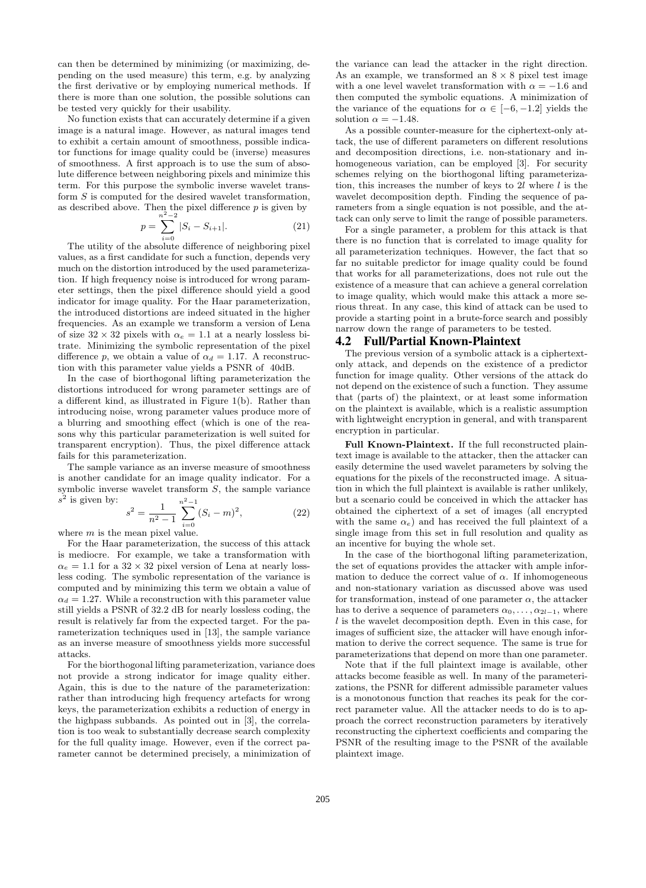can then be determined by minimizing (or maximizing, depending on the used measure) this term, e.g. by analyzing the first derivative or by employing numerical methods. If there is more than one solution, the possible solutions can be tested very quickly for their usability.

No function exists that can accurately determine if a given image is a natural image. However, as natural images tend to exhibit a certain amount of smoothness, possible indicator functions for image quality could be (inverse) measures of smoothness. A first approach is to use the sum of absolute difference between neighboring pixels and minimize this term. For this purpose the symbolic inverse wavelet transform $S$ is computed for the desired wavelet transformation, as described above. Then the pixel difference $p$ is given by

$$p = \sum_{i=0}^{n^2-2} |S_i - S_{i+1}|. \quad (21)$$

The utility of the absolute difference of neighboring pixel values, as a first candidate for such a function, depends very much on the distortion introduced by the used parameterization. If high frequency noise is introduced for wrong parameter settings, then the pixel difference should yield a good indicator for image quality. For the Haar parameterization, the introduced distortions are indeed situated in the higher frequencies. As an example we transform a version of Lena of size $32 \times 32$ pixels with $\alpha_e = 1.1$ at a nearly lossless bitrate. Minimizing the symbolic representation of the pixel difference $p$, we obtain a value of $\alpha_d = 1.17$. A reconstruction with this parameter value yields a PSNR of 40dB.

In the case of biorthogonal lifting parameterization the distortions introduced for wrong parameter settings are of a different kind, as illustrated in Figure 1(b). Rather than introducing noise, wrong parameter values produce more of a blurring and smoothing effect (which is one of the reasons why this particular parameterization is well suited for transparent encryption). Thus, the pixel difference attack fails for this parameterization.

The sample variance as an inverse measure of smoothness is another candidate for an image quality indicator. For a symbolic inverse wavelet transform $S$, the sample variance $s^2$ is given by:

$$s^2 = \frac{1}{n^2 - 1} \sum_{i=0}^{n^2-1} (S_i - m)^2, \quad (22)$$

where $m$ is the mean pixel value.

For the Haar parameterization, the success of this attack is mediocre. For example, we take a transformation with $\alpha_e = 1.1$ for a $32 \times 32$ pixel version of Lena at nearly lossless coding. The symbolic representation of the variance is computed and by minimizing this term we obtain a value of $\alpha_d = 1.27$. While a reconstruction with this parameter value still yields a PSNR of 32.2 dB for nearly lossless coding, the result is relatively far from the expected target. For the parameterization techniques used in [13], the sample variance as an inverse measure of smoothness yields more successful attacks.

For the biorthogonal lifting parameterization, variance does not provide a strong indicator for image quality either. Again, this is due to the nature of the parameterization: rather than introducing high frequency artefacts for wrong keys, the parameterization exhibits a reduction of energy in the highpass subbands. As pointed out in [3], the correlation is too weak to substantially decrease search complexity for the full quality image. However, even if the correct parameter cannot be determined precisely, a minimization of the variance can lead the attacker in the right direction. As an example, we transformed an $8 \times 8$ pixel test image with a one level wavelet transformation with $\alpha = -1.6$ and then computed the symbolic equations. A minimization of the variance of the equations for $\alpha \in [-6, -1.2]$ yields the solution $\alpha = -1.48$.

As a possible counter-measure for the ciphertext-only attack, the use of different parameters on different resolutions and decomposition directions, i.e. non-stationary and inhomogeneous variation, can be employed [3]. For security schemes relying on the biorthogonal lifting parameterization, this increases the number of keys to $2l$ where $l$ is the wavelet decomposition depth. Finding the sequence of parameters from a single equation is not possible, and the attack can only serve to limit the range of possible parameters.

For a single parameter, a problem for this attack is that there is no function that is correlated to image quality for all parameterization techniques. However, the fact that so far no suitable predictor for image quality could be found that works for all parameterizations, does not rule out the existence of a measure that can achieve a general correlation to image quality, which would make this attack a more serious threat. In any case, this kind of attack can be used to provide a starting point in a brute-force search and possibly narrow down the range of parameters to be tested.

## 4.2 Full/Partial Known-Plaintext

The previous version of a symbolic attack is a ciphertext-only attack, and depends on the existence of a predictor function for image quality. Other versions of the attack do not depend on the existence of such a function. They assume that (parts of) the plaintext, or at least some information on the plaintext is available, which is a realistic assumption with lightweight encryption in general, and with transparent encryption in particular.

**Full Known-Plaintext.** If the full reconstructed plaintext image is available to the attacker, then the attacker can easily determine the used wavelet parameters by solving the equations for the pixels of the reconstructed image. A situation in which the full plaintext is available is rather unlikely, but a scenario could be conceived in which the attacker has obtained the ciphertext of a set of images (all encrypted with the same $\alpha_e$) and has received the full plaintext of a single image from this set in full resolution and quality as an incentive for buying the whole set.

In the case of the biorthogonal lifting parameterization, the set of equations provides the attacker with ample information to deduce the correct value of $\alpha$. If inhomogeneous and non-stationary variation as discussed above was used for transformation, instead of one parameter $\alpha$, the attacker has to derive a sequence of parameters $\alpha_0, \ldots, \alpha_{2l-1}$, where $l$ is the wavelet decomposition depth. Even in this case, for images of sufficient size, the attacker will have enough information to derive the correct sequence. The same is true for parameterizations that depend on more than one parameter.

Note that if the full plaintext image is available, other attacks become feasible as well. In many of the parameterizations, the PSNR for different admissible parameter values is a monotonous function that reaches its peak for the correct parameter value. All the attacker needs to do is to approach the correct reconstruction parameters by iteratively reconstructing the ciphertext coefficients and comparing the PSNR of the resulting image to the PSNR of the available plaintext image.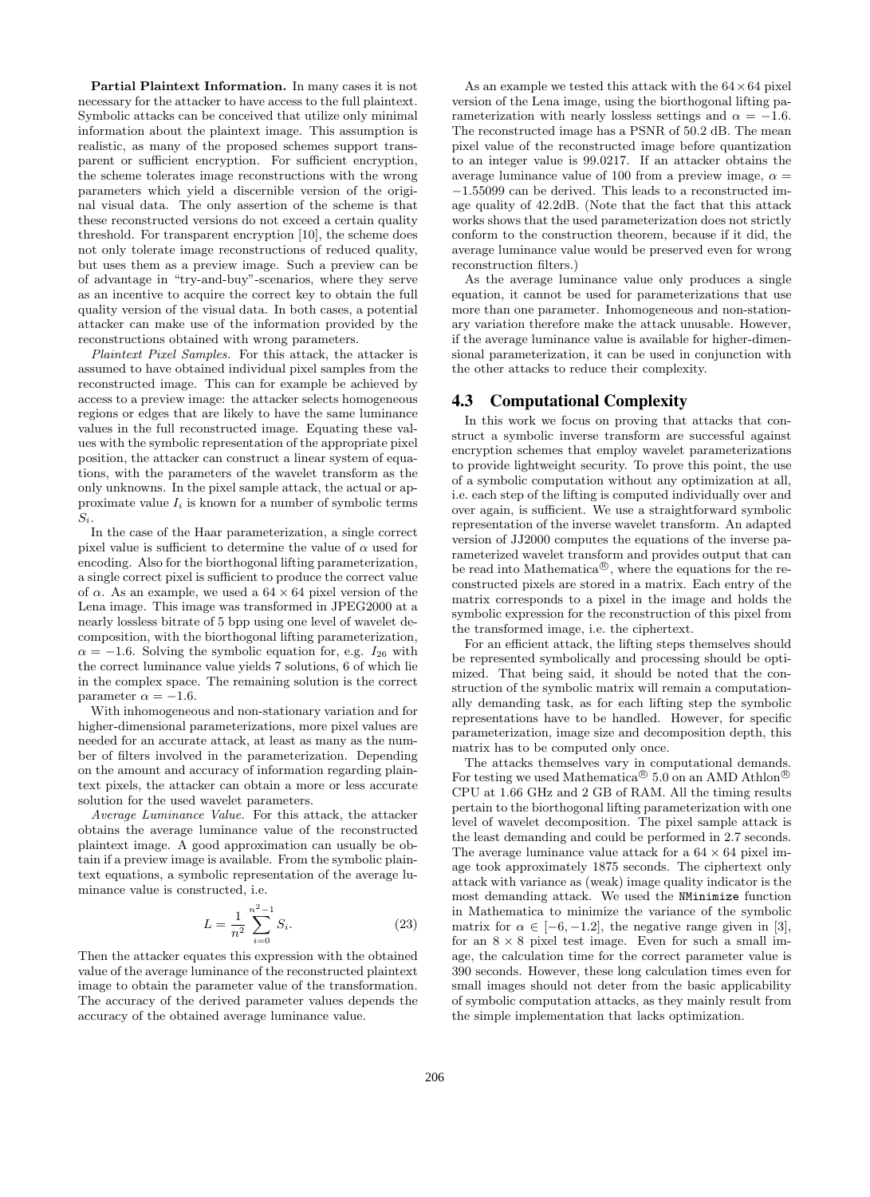**Partial Plaintext Information.** In many cases it is not necessary for the attacker to have access to the full plaintext. Symbolic attacks can be conceived that utilize only minimal information about the plaintext image. This assumption is realistic, as many of the proposed schemes support transparent or sufficient encryption. For sufficient encryption, the scheme tolerates image reconstructions with the wrong parameters which yield a discernible version of the original visual data. The only assertion of the scheme is that these reconstructed versions do not exceed a certain quality threshold. For transparent encryption [10], the scheme does not only tolerate image reconstructions of reduced quality, but uses them as a preview image. Such a preview can be of advantage in "try-and-buy"-scenarios, where they serve as an incentive to acquire the correct key to obtain the full quality version of the visual data. In both cases, a potential attacker can make use of the information provided by the reconstructions obtained with wrong parameters.

*Plaintext Pixel Samples.* For this attack, the attacker is assumed to have obtained individual pixel samples from the reconstructed image. This can for example be achieved by access to a preview image: the attacker selects homogeneous regions or edges that are likely to have the same luminance values in the full reconstructed image. Equating these values with the symbolic representation of the appropriate pixel position, the attacker can construct a linear system of equations, with the parameters of the wavelet transform as the only unknowns. In the pixel sample attack, the actual or approximate value $I_i$ is known for a number of symbolic terms $S_i$.

In the case of the Haar parameterization, a single correct pixel value is sufficient to determine the value of $\alpha$ used for encoding. Also for the biorthogonal lifting parameterization, a single correct pixel is sufficient to produce the correct value of $\alpha$. As an example, we used a $64 \times 64$ pixel version of the Lena image. This image was transformed in JPEG2000 at a nearly lossless bitrate of 5 bpp using one level of wavelet decomposition, with the biorthogonal lifting parameterization, $\alpha = -1.6$. Solving the symbolic equation for, e.g. $I_{26}$ with the correct luminance value yields 7 solutions, 6 of which lie in the complex space. The remaining solution is the correct parameter $\alpha = -1.6$.

With inhomogeneous and non-stationary variation and for higher-dimensional parameterizations, more pixel values are needed for an accurate attack, at least as many as the number of filters involved in the parameterization. Depending on the amount and accuracy of information regarding plaintext pixels, the attacker can obtain a more or less accurate solution for the used wavelet parameters.

*Average Luminance Value.* For this attack, the attacker obtains the average luminance value of the reconstructed plaintext image. A good approximation can usually be obtain if a preview image is available. From the symbolic plaintext equations, a symbolic representation of the average luminance value is constructed, i.e.

$$L = \frac{1}{n^2} \sum_{i=0}^{n^2-1} S_i. \tag{23}$$

Then the attacker equates this expression with the obtained value of the average luminance of the reconstructed plaintext image to obtain the parameter value of the transformation. The accuracy of the derived parameter values depends the accuracy of the obtained average luminance value.

As an example we tested this attack with the $64 \times 64$ pixel version of the Lena image, using the biorthogonal lifting parameterization with nearly lossless settings and $\alpha = -1.6$. The reconstructed image has a PSNR of 50.2 dB. The mean pixel value of the reconstructed image before quantization to an integer value is 99.0217. If an attacker obtains the average luminance value of 100 from a preview image, $\alpha = -1.55099$ can be derived. This leads to a reconstructed image quality of 42.2dB. (Note that the fact that this attack works shows that the used parameterization does not strictly conform to the construction theorem, because if it did, the average luminance value would be preserved even for wrong reconstruction filters.)

As the average luminance value only produces a single equation, it cannot be used for parameterizations that use more than one parameter. Inhomogeneous and non-stationary variation therefore make the attack unusable. However, if the average luminance value is available for higher-dimensional parameterization, it can be used in conjunction with the other attacks to reduce their complexity.

## 4.3 Computational Complexity

In this work we focus on proving that attacks that construct a symbolic inverse transform are successful against encryption schemes that employ wavelet parameterizations to provide lightweight security. To prove this point, the use of a symbolic computation without any optimization at all, i.e. each step of the lifting is computed individually over and over again, is sufficient. We use a straightforward symbolic representation of the inverse wavelet transform. An adapted version of JJ2000 computes the equations of the inverse parameterized wavelet transform and provides output that can be read into Mathematica®, where the equations for the reconstructed pixels are stored in a matrix. Each entry of the matrix corresponds to a pixel in the image and holds the symbolic expression for the reconstruction of this pixel from the transformed image, i.e. the ciphertext.

For an efficient attack, the lifting steps themselves should be represented symbolically and processing should be optimized. That being said, it should be noted that the construction of the symbolic matrix will remain a computationally demanding task, as for each lifting step the symbolic representations have to be handled. However, for specific parameterization, image size and decomposition depth, this matrix has to be computed only once.

The attacks themselves vary in computational demands. For testing we used Mathematica® 5.0 on an AMD Athlon® CPU at 1.66 GHz and 2 GB of RAM. All the timing results pertain to the biorthogonal lifting parameterization with one level of wavelet decomposition. The pixel sample attack is the least demanding and could be performed in 2.7 seconds. The average luminance value attack for a $64 \times 64$ pixel image took approximately 1875 seconds. The ciphertext only attack with variance as (weak) image quality indicator is the most demanding attack. We used the `NMinimize` function in Mathematica to minimize the variance of the symbolic matrix for $\alpha \in [-6, -1.2]$, the negative range given in [3], for an $8 \times 8$ pixel test image. Even for such a small image, the calculation time for the correct parameter value is 390 seconds. However, these long calculation times even for small images should not deter from the basic applicability of symbolic computation attacks, as they mainly result from the simple implementation that lacks optimization.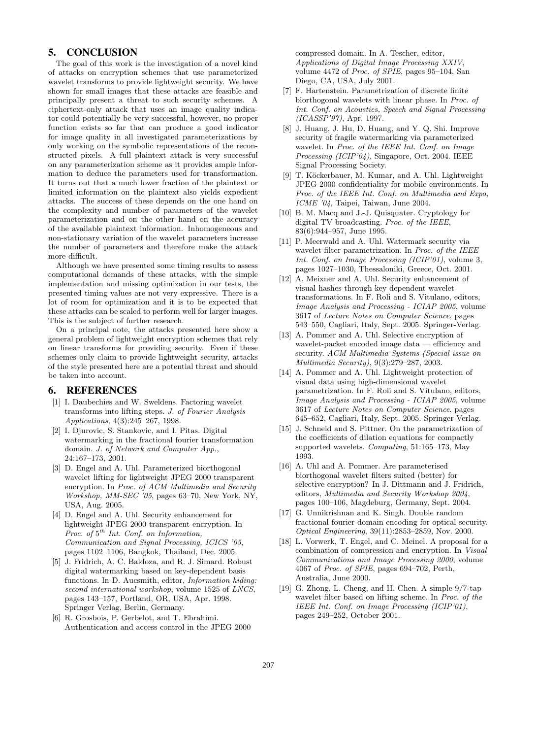## 5. CONCLUSION

The goal of this work is the investigation of a novel kind of attacks on encryption schemes that use parameterized wavelet transforms to provide lightweight security. We have shown for small images that these attacks are feasible and principally present a threat to such security schemes. A ciphertext-only attack that uses an image quality indicator could potentially be very successful, however, no proper function exists so far that can produce a good indicator for image quality in all investigated parameterizations by only working on the symbolic representations of the reconstructed pixels. A full plaintext attack is very successful on any parameterization scheme as it provides ample information to deduce the parameters used for transformation. It turns out that a much lower fraction of the plaintext or limited information on the plaintext also yields expedient attacks. The success of these depends on the one hand on the complexity and number of parameters of the wavelet parameterization and on the other hand on the accuracy of the available plaintext information. Inhomogeneous and non-stationary variation of the wavelet parameters increase the number of parameters and therefore make the attack more difficult.

Although we have presented some timing results to assess computational demands of these attacks, with the simple implementation and missing optimization in our tests, the presented timing values are not very expressive. There is a lot of room for optimization and it is to be expected that these attacks can be scaled to perform well for larger images. This is the subject of further research.

On a principal note, the attacks presented here show a general problem of lightweight encryption schemes that rely on linear transforms for providing security. Even if these schemes only claim to provide lightweight security, attacks of the style presented here are a potential threat and should be taken into account.

## 6. REFERENCES

[1] I. Daubechies and W. Sweldens. Factoring wavelet transforms into lifting steps. *J. of Fourier Analysis Applications*, 4(3):245–267, 1998.

[2] I. Djurovic, S. Stankovic, and I. Pitas. Digital watermarking in the fractional fourier transformation domain. *J. of Network and Computer App.*, 24:167–173, 2001.

[3] D. Engel and A. Uhl. Parameterized biorthogonal wavelet lifting for lightweight JPEG 2000 transparent encryption. In *Proc. of ACM Multimedia and Security Workshop, MM-SEC '05*, pages 63–70, New York, NY, USA, Aug. 2005.

[4] D. Engel and A. Uhl. Security enhancement for lightweight JPEG 2000 transparent encryption. In *Proc. of 5th Int. Conf. on Information, Communication and Signal Processing, ICICS '05*, pages 1102–1106, Bangkok, Thailand, Dec. 2005.

[5] J. Fridrich, A. C. Baldoza, and R. J. Simard. Robust digital watermarking based on key-dependent basis functions. In D. Aucsmith, editor, *Information hiding: second international workshop*, volume 1525 of *LNCS*, pages 143–157, Portland, OR, USA, Apr. 1998. Springer Verlag, Berlin, Germany.

[6] R. Grosbois, P. Gerbelot, and T. Ebrahimi. Authentication and access control in the JPEG 2000 compressed domain. In A. Tescher, editor, *Applications of Digital Image Processing XXIV*, volume 4472 of *Proc. of SPIE*, pages 95–104, San Diego, CA, USA, July 2001.

[7] F. Hartenstein. Parametrization of discrete finite biorthogonal wavelets with linear phase. In *Proc. of Int. Conf. on Acoustics, Speech and Signal Processing (ICASSP'97)*, Apr. 1997.

[8] J. Huang, J. Hu, D. Huang, and Y. Q. Shi. Improve security of fragile watermarking via parameterized wavelet. In *Proc. of the IEEE Int. Conf. on Image Processing (ICIP'04)*, Singapore, Oct. 2004. IEEE Signal Processing Society.

[9] T. Köckerbauer, M. Kumar, and A. Uhl. Lightweight JPEG 2000 confidentiality for mobile environments. In *Proc. of the IEEE Int. Conf. on Multimedia and Expo, ICME '04*, Taipei, Taiwan, June 2004.

[10] B. M. Macq and J.-J. Quisquater. Cryptology for digital TV broadcasting. *Proc. of the IEEE*, 83(6):944–957, June 1995.

[11] P. Meerwald and A. Uhl. Watermark security via wavelet filter parametrization. In *Proc. of the IEEE Int. Conf. on Image Processing (ICIP'01)*, volume 3, pages 1027–1030, Thessaloniki, Greece, Oct. 2001.

[12] A. Meixner and A. Uhl. Security enhancement of visual hashes through key dependent wavelet transformations. In F. Roli and S. Vitulano, editors, *Image Analysis and Processing - ICIAP 2005*, volume 3617 of *Lecture Notes on Computer Science*, pages 543–550, Cagliari, Italy, Sept. 2005. Springer-Verlag.

[13] A. Pommer and A. Uhl. Selective encryption of wavelet-packet encoded image data — efficiency and security. *ACM Multimedia Systems (Special issue on Multimedia Security)*, 9(3):279–287, 2003.

[14] A. Pommer and A. Uhl. Lightweight protection of visual data using high-dimensional wavelet parametrization. In F. Roli and S. Vitulano, editors, *Image Analysis and Processing - ICIAP 2005*, volume 3617 of *Lecture Notes on Computer Science*, pages 645–652, Cagliari, Italy, Sept. 2005. Springer-Verlag.

[15] J. Schneid and S. Pittner. On the parametrization of the coefficients of dilation equations for compactly supported wavelets. *Computing*, 51:165–173, May 1993.

[16] A. Uhl and A. Pommer. Are parameterised biorthogonal wavelet filters suited (better) for selective encryption? In J. Dittmann and J. Fridrich, editors, *Multimedia and Security Workshop 2004*, pages 100–106, Magdeburg, Germany, Sept. 2004.

[17] G. Unnikrishnan and K. Singh. Double random fractional fourier-domain encoding for optical security. *Optical Engineering*, 39(11):2853–2859, Nov. 2000.

[18] L. Vorwerk, T. Engel, and C. Meinel. A proposal for a combination of compression and encryption. In *Visual Communications and Image Processing 2000*, volume 4067 of *Proc. of SPIE*, pages 694–702, Perth, Australia, June 2000.

[19] G. Zhong, L. Cheng, and H. Chen. A simple 9/7-tap wavelet filter based on lifting scheme. In *Proc. of the IEEE Int. Conf. on Image Processing (ICIP'01)*, pages 249–252, October 2001.